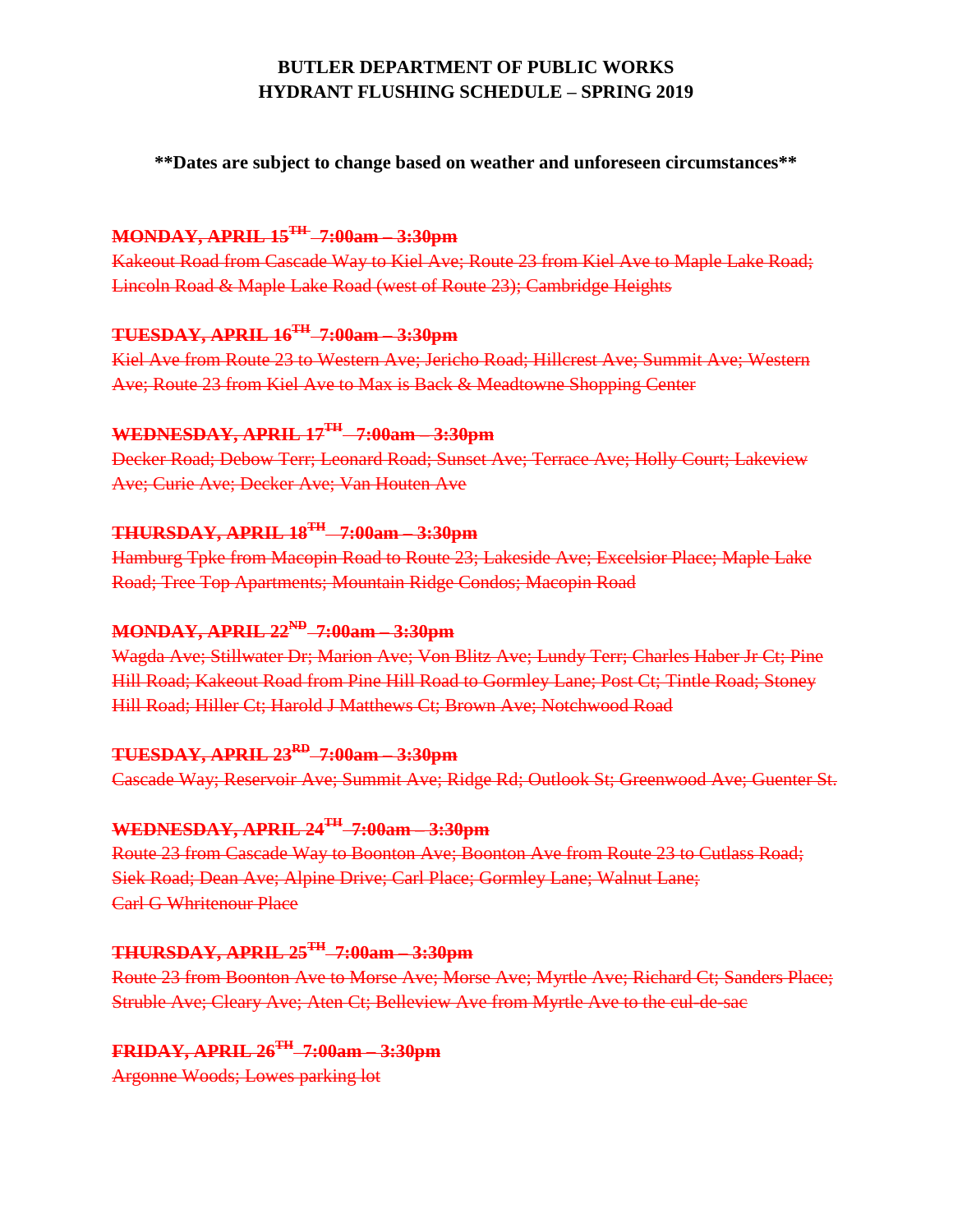**BUTLER DEPARTMENT OF PUBLIC WORKS**
**HYDRANT FLUSHING SCHEDULE – SPRING 2019**

**\*\*Dates are subject to change based on weather and unforeseen circumstances\*\***

~~**MONDAY, APRIL 15TH 7:00am – 3:30pm**~~
~~Kakeout Road from Cascade Way to Kiel Ave; Route 23 from Kiel Ave to Maple Lake Road; Lincoln Road & Maple Lake Road (west of Route 23); Cambridge Heights~~

~~**TUESDAY, APRIL 16TH 7:00am – 3:30pm**~~
~~Kiel Ave from Route 23 to Western Ave; Jericho Road; Hillcrest Ave; Summit Ave; Western Ave; Route 23 from Kiel Ave to Max is Back & Meadtowne Shopping Center~~

~~**WEDNESDAY, APRIL 17TH 7:00am – 3:30pm**~~
~~Decker Road; Debow Terr; Leonard Road; Sunset Ave; Terrace Ave; Holly Court; Lakeview Ave; Curie Ave; Decker Ave; Van Houten Ave~~

~~**THURSDAY, APRIL 18TH 7:00am – 3:30pm**~~
~~Hamburg Tpke from Macopin Road to Route 23; Lakeside Ave; Excelsior Place; Maple Lake Road; Tree Top Apartments; Mountain Ridge Condos; Macopin Road~~

~~**MONDAY, APRIL 22ND 7:00am – 3:30pm**~~
~~Wagda Ave; Stillwater Dr; Marion Ave; Von Blitz Ave; Lundy Terr; Charles Haber Jr Ct; Pine Hill Road; Kakeout Road from Pine Hill Road to Gormley Lane; Post Ct; Tintle Road; Stoney Hill Road; Hiller Ct; Harold J Matthews Ct; Brown Ave; Notchwood Road~~

~~**TUESDAY, APRIL 23RD 7:00am – 3:30pm**~~
~~Cascade Way; Reservoir Ave; Summit Ave; Ridge Rd; Outlook St; Greenwood Ave; Guenter St.~~

~~**WEDNESDAY, APRIL 24TH 7:00am – 3:30pm**~~
~~Route 23 from Cascade Way to Boonton Ave; Boonton Ave from Route 23 to Cutlass Road; Siek Road; Dean Ave; Alpine Drive; Carl Place; Gormley Lane; Walnut Lane; Carl G Whritenour Place~~

~~**THURSDAY, APRIL 25TH 7:00am – 3:30pm**~~
~~Route 23 from Boonton Ave to Morse Ave; Morse Ave; Myrtle Ave; Richard Ct; Sanders Place; Struble Ave; Cleary Ave; Aten Ct; Belleview Ave from Myrtle Ave to the cul-de-sac~~

~~**FRIDAY, APRIL 26TH 7:00am – 3:30pm**~~
~~Argonne Woods; Lowes parking lot~~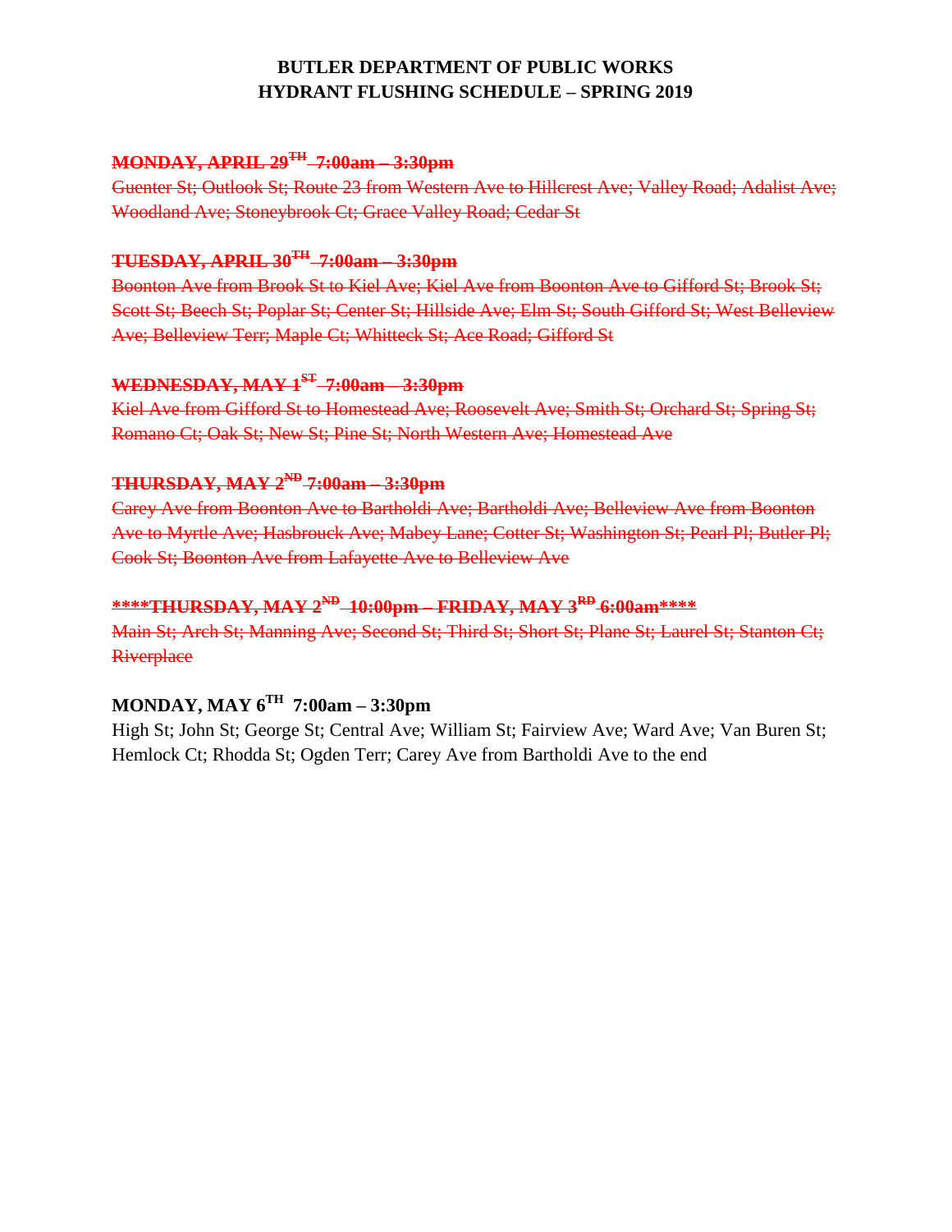**BUTLER DEPARTMENT OF PUBLIC WORKS**
**HYDRANT FLUSHING SCHEDULE – SPRING 2019**

~~**MONDAY, APRIL 29TH 7:00am – 3:30pm**~~
~~Guenter St; Outlook St; Route 23 from Western Ave to Hillcrest Ave; Valley Road; Adalist Ave; Woodland Ave; Stoneybrook Ct; Grace Valley Road; Cedar St~~

~~**TUESDAY, APRIL 30TH 7:00am – 3:30pm**~~
~~Boonton Ave from Brook St to Kiel Ave; Kiel Ave from Boonton Ave to Gifford St; Brook St; Scott St; Beech St; Poplar St; Center St; Hillside Ave; Elm St; South Gifford St; West Belleview Ave; Belleview Terr; Maple Ct; Whitteck St; Ace Road; Gifford St~~

~~**WEDNESDAY, MAY 1ST 7:00am – 3:30pm**~~
~~Kiel Ave from Gifford St to Homestead Ave; Roosevelt Ave; Smith St; Orchard St; Spring St; Romano Ct; Oak St; New St; Pine St; North Western Ave; Homestead Ave~~

~~**THURSDAY, MAY 2ND 7:00am – 3:30pm**~~
~~Carey Ave from Boonton Ave to Bartholdi Ave; Bartholdi Ave; Belleview Ave from Boonton Ave to Myrtle Ave; Hasbrouck Ave; Mabey Lane; Cotter St; Washington St; Pearl Pl; Butler Pl; Cook St; Boonton Ave from Lafayette Ave to Belleview Ave~~

~~**\*\*\*\*THURSDAY, MAY 2ND 10:00pm – FRIDAY, MAY 3RD 6:00am\*\*\*\***~~
~~Main St; Arch St; Manning Ave; Second St; Third St; Short St; Plane St; Laurel St; Stanton Ct; Riverplace~~

**MONDAY, MAY 6TH 7:00am – 3:30pm**
High St; John St; George St; Central Ave; William St; Fairview Ave; Ward Ave; Van Buren St; Hemlock Ct; Rhodda St; Ogden Terr; Carey Ave from Bartholdi Ave to the end